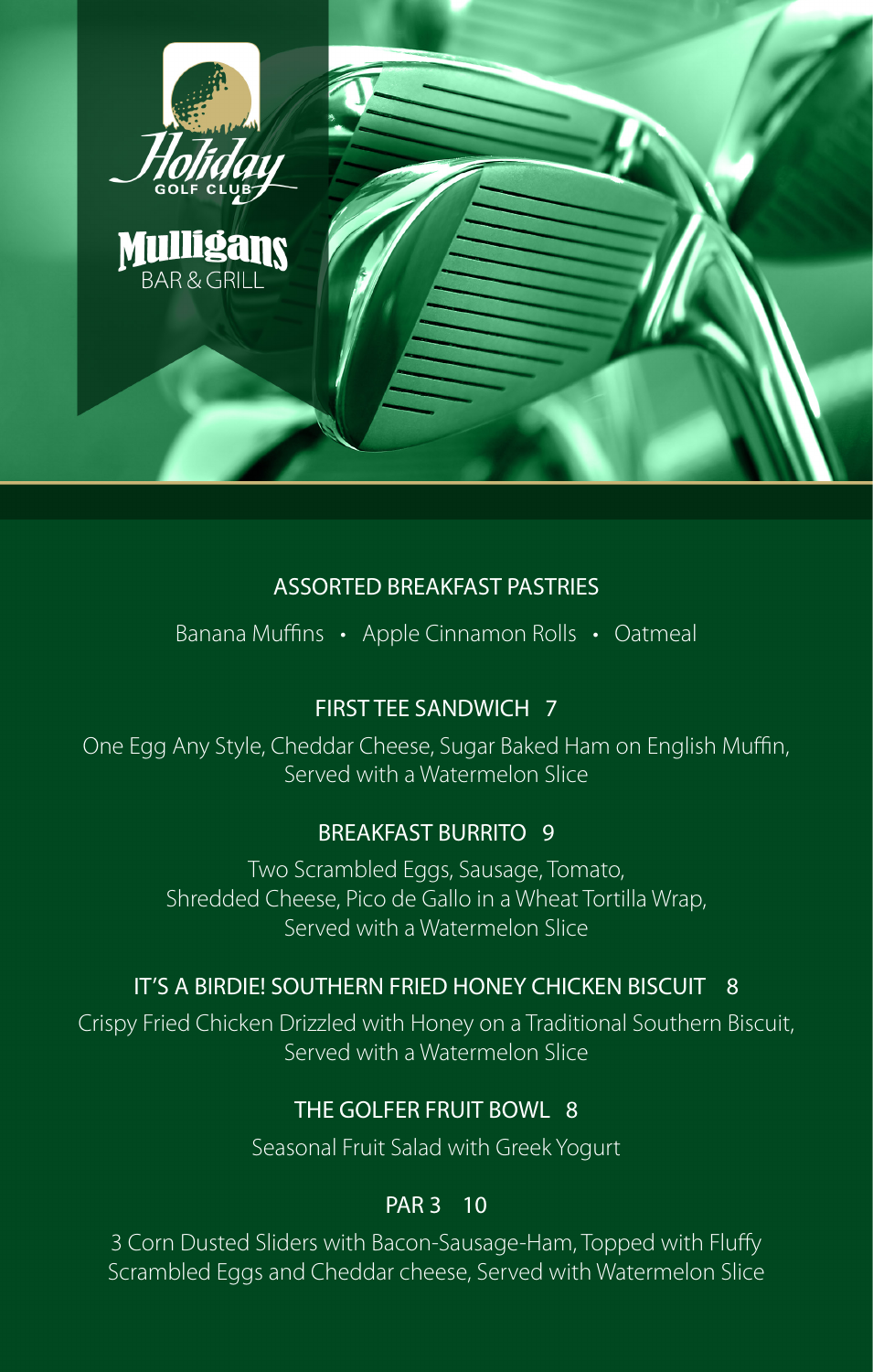Holiday
GOLF CLUB

# Mulligans
BAR & GRILL

## ASSORTED BREAKFAST PASTRIES

Banana Muffins • Apple Cinnamon Rolls • Oatmeal

## FIRST TEE SANDWICH 7

One Egg Any Style, Cheddar Cheese, Sugar Baked Ham on English Muffin,
Served with a Watermelon Slice

## BREAKFAST BURRITO 9

Two Scrambled Eggs, Sausage, Tomato,
Shredded Cheese, Pico de Gallo in a Wheat Tortilla Wrap,
Served with a Watermelon Slice

## IT'S A BIRDIE! SOUTHERN FRIED HONEY CHICKEN BISCUIT 8

Crispy Fried Chicken Drizzled with Honey on a Traditional Southern Biscuit,
Served with a Watermelon Slice

## THE GOLFER FRUIT BOWL 8

Seasonal Fruit Salad with Greek Yogurt

## PAR 3 10

3 Corn Dusted Sliders with Bacon-Sausage-Ham, Topped with Fluffy
Scrambled Eggs and Cheddar cheese, Served with Watermelon Slice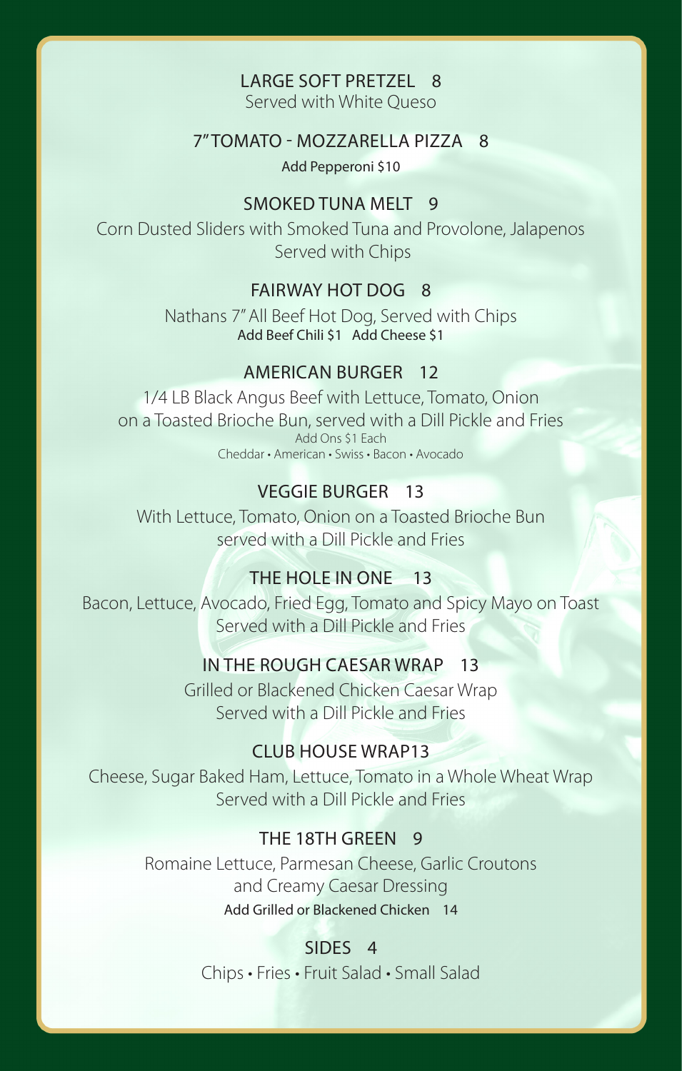## LARGE SOFT PRETZEL 8

Served with White Queso

## 7" TOMATO - MOZZARELLA PIZZA 8

Add Pepperoni $10

## SMOKED TUNA MELT 9

Corn Dusted Sliders with Smoked Tuna and Provolone, Jalapenos
Served with Chips

## FAIRWAY HOT DOG 8

Nathans 7" All Beef Hot Dog, Served with Chips
Add Beef Chili $1 Add Cheese $1

## AMERICAN BURGER 12

1/4 LB Black Angus Beef with Lettuce, Tomato, Onion
on a Toasted Brioche Bun, served with a Dill Pickle and Fries
Add Ons $1 Each
Cheddar • American • Swiss • Bacon • Avocado

## VEGGIE BURGER 13

With Lettuce, Tomato, Onion on a Toasted Brioche Bun
served with a Dill Pickle and Fries

## THE HOLE IN ONE 13

Bacon, Lettuce, Avocado, Fried Egg, Tomato and Spicy Mayo on Toast
Served with a Dill Pickle and Fries

## IN THE ROUGH CAESAR WRAP 13

Grilled or Blackened Chicken Caesar Wrap
Served with a Dill Pickle and Fries

## CLUB HOUSE WRAP13

Cheese, Sugar Baked Ham, Lettuce, Tomato in a Whole Wheat Wrap
Served with a Dill Pickle and Fries

## THE 18TH GREEN 9

Romaine Lettuce, Parmesan Cheese, Garlic Croutons
and Creamy Caesar Dressing
Add Grilled or Blackened Chicken 14

## SIDES 4

Chips • Fries • Fruit Salad • Small Salad